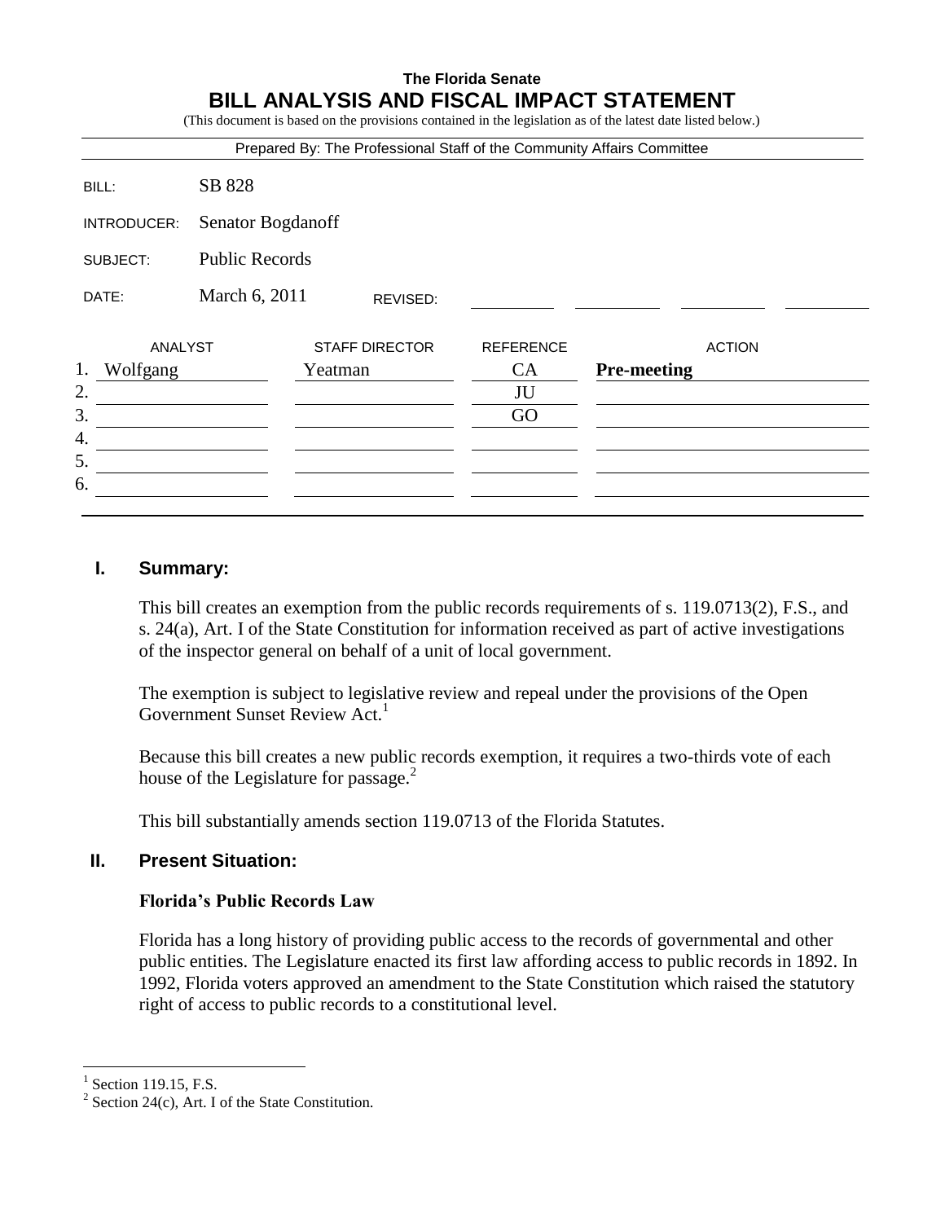**The Florida Senate**

# BILL ANALYSIS AND FISCAL IMPACT STATEMENT

(This document is based on the provisions contained in the legislation as of the latest date listed below.)

Prepared By: The Professional Staff of the Community Affairs Committee

| | |
|---|---|
| BILL: | SB 828 |
| INTRODUCER: | Senator Bogdanoff |
| SUBJECT: | Public Records |
| DATE: | March 6, 2011 REVISED: |

| | ANALYST | STAFF DIRECTOR | REFERENCE | ACTION |
|---|---|---|---|---|
| 1. | Wolfgang | Yeatman | CA | **Pre-meeting** |
| 2. | | | JU | |
| 3. | | | GO | |
| 4. | | | | |
| 5. | | | | |
| 6. | | | | |

## I. Summary:

This bill creates an exemption from the public records requirements of s. 119.0713(2), F.S., and s. 24(a), Art. I of the State Constitution for information received as part of active investigations of the inspector general on behalf of a unit of local government.

The exemption is subject to legislative review and repeal under the provisions of the Open Government Sunset Review Act.[1]

Because this bill creates a new public records exemption, it requires a two-thirds vote of each house of the Legislature for passage.[2]

This bill substantially amends section 119.0713 of the Florida Statutes.

## II. Present Situation:

### Florida's Public Records Law

Florida has a long history of providing public access to the records of governmental and other public entities. The Legislature enacted its first law affording access to public records in 1892. In 1992, Florida voters approved an amendment to the State Constitution which raised the statutory right of access to public records to a constitutional level.

[1] Section 119.15, F.S.

[2] Section 24(c), Art. I of the State Constitution.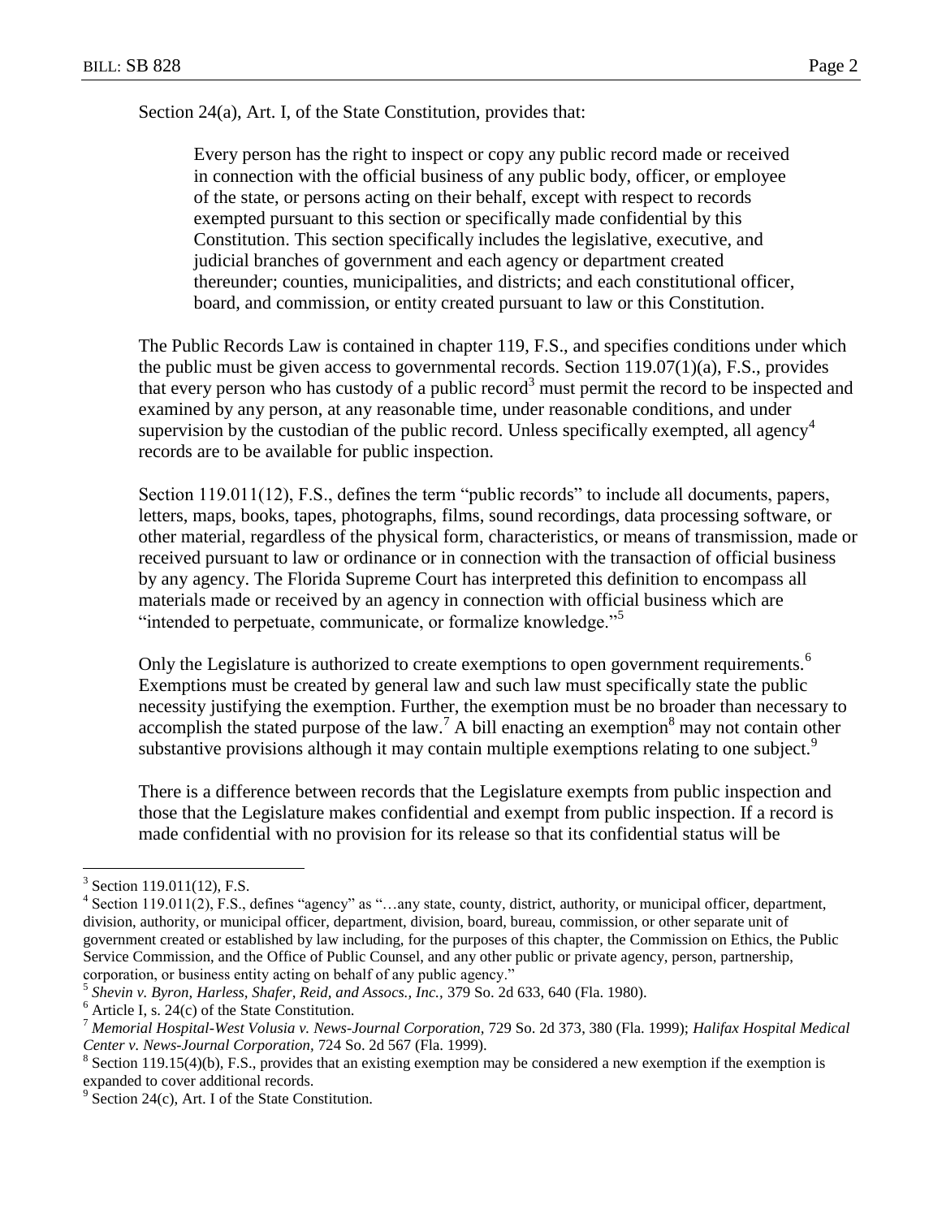Section 24(a), Art. I, of the State Constitution, provides that:

> Every person has the right to inspect or copy any public record made or received in connection with the official business of any public body, officer, or employee of the state, or persons acting on their behalf, except with respect to records exempted pursuant to this section or specifically made confidential by this Constitution. This section specifically includes the legislative, executive, and judicial branches of government and each agency or department created thereunder; counties, municipalities, and districts; and each constitutional officer, board, and commission, or entity created pursuant to law or this Constitution.

The Public Records Law is contained in chapter 119, F.S., and specifies conditions under which the public must be given access to governmental records. Section 119.07(1)(a), F.S., provides that every person who has custody of a public record[3] must permit the record to be inspected and examined by any person, at any reasonable time, under reasonable conditions, and under supervision by the custodian of the public record. Unless specifically exempted, all agency[4] records are to be available for public inspection.

Section 119.011(12), F.S., defines the term "public records" to include all documents, papers, letters, maps, books, tapes, photographs, films, sound recordings, data processing software, or other material, regardless of the physical form, characteristics, or means of transmission, made or received pursuant to law or ordinance or in connection with the transaction of official business by any agency. The Florida Supreme Court has interpreted this definition to encompass all materials made or received by an agency in connection with official business which are "intended to perpetuate, communicate, or formalize knowledge."[5]

Only the Legislature is authorized to create exemptions to open government requirements.[6] Exemptions must be created by general law and such law must specifically state the public necessity justifying the exemption. Further, the exemption must be no broader than necessary to accomplish the stated purpose of the law.[7] A bill enacting an exemption[8] may not contain other substantive provisions although it may contain multiple exemptions relating to one subject.[9]

There is a difference between records that the Legislature exempts from public inspection and those that the Legislature makes confidential and exempt from public inspection. If a record is made confidential with no provision for its release so that its confidential status will be

---

[3] Section 119.011(12), F.S.

[4] Section 119.011(2), F.S., defines "agency" as "…any state, county, district, authority, or municipal officer, department, division, authority, or municipal officer, department, division, board, bureau, commission, or other separate unit of government created or established by law including, for the purposes of this chapter, the Commission on Ethics, the Public Service Commission, and the Office of Public Counsel, and any other public or private agency, person, partnership, corporation, or business entity acting on behalf of any public agency."

[5] *Shevin v. Byron, Harless, Shafer, Reid, and Assocs., Inc.,* 379 So. 2d 633, 640 (Fla. 1980).

[6] Article I, s. 24(c) of the State Constitution.

[7] *Memorial Hospital-West Volusia v. News-Journal Corporation,* 729 So. 2d 373, 380 (Fla. 1999); *Halifax Hospital Medical Center v. News-Journal Corporation,* 724 So. 2d 567 (Fla. 1999).

[8] Section 119.15(4)(b), F.S., provides that an existing exemption may be considered a new exemption if the exemption is expanded to cover additional records.

[9] Section 24(c), Art. I of the State Constitution.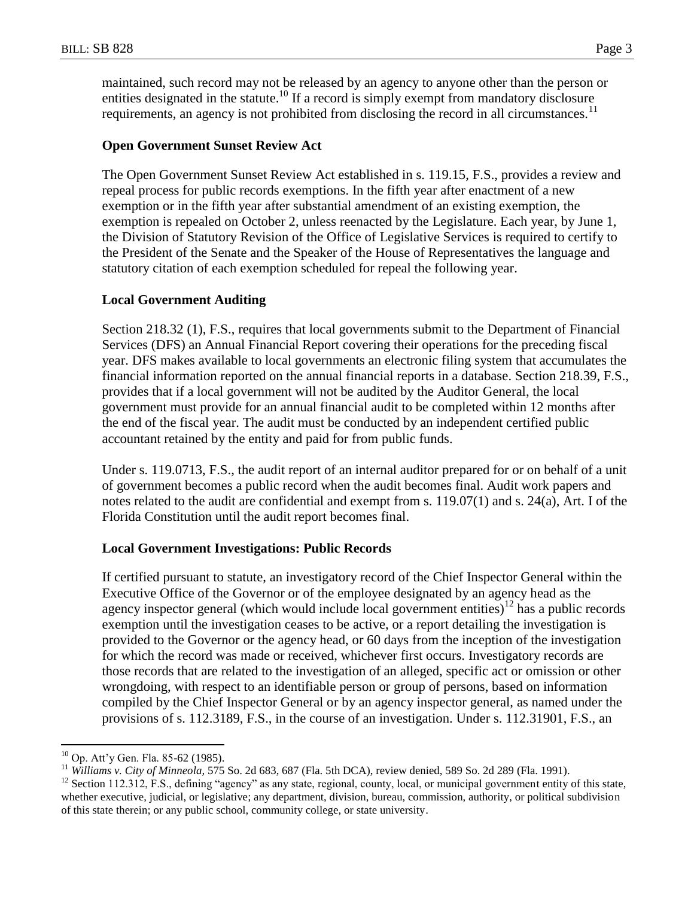maintained, such record may not be released by an agency to anyone other than the person or entities designated in the statute.[10] If a record is simply exempt from mandatory disclosure requirements, an agency is not prohibited from disclosing the record in all circumstances.[11]

**Open Government Sunset Review Act**

The Open Government Sunset Review Act established in s. 119.15, F.S., provides a review and repeal process for public records exemptions. In the fifth year after enactment of a new exemption or in the fifth year after substantial amendment of an existing exemption, the exemption is repealed on October 2, unless reenacted by the Legislature. Each year, by June 1, the Division of Statutory Revision of the Office of Legislative Services is required to certify to the President of the Senate and the Speaker of the House of Representatives the language and statutory citation of each exemption scheduled for repeal the following year.

**Local Government Auditing**

Section 218.32 (1), F.S., requires that local governments submit to the Department of Financial Services (DFS) an Annual Financial Report covering their operations for the preceding fiscal year. DFS makes available to local governments an electronic filing system that accumulates the financial information reported on the annual financial reports in a database. Section 218.39, F.S., provides that if a local government will not be audited by the Auditor General, the local government must provide for an annual financial audit to be completed within 12 months after the end of the fiscal year. The audit must be conducted by an independent certified public accountant retained by the entity and paid for from public funds.

Under s. 119.0713, F.S., the audit report of an internal auditor prepared for or on behalf of a unit of government becomes a public record when the audit becomes final. Audit work papers and notes related to the audit are confidential and exempt from s. 119.07(1) and s. 24(a), Art. I of the Florida Constitution until the audit report becomes final.

**Local Government Investigations: Public Records**

If certified pursuant to statute, an investigatory record of the Chief Inspector General within the Executive Office of the Governor or of the employee designated by an agency head as the agency inspector general (which would include local government entities)[12] has a public records exemption until the investigation ceases to be active, or a report detailing the investigation is provided to the Governor or the agency head, or 60 days from the inception of the investigation for which the record was made or received, whichever first occurs. Investigatory records are those records that are related to the investigation of an alleged, specific act or omission or other wrongdoing, with respect to an identifiable person or group of persons, based on information compiled by the Chief Inspector General or by an agency inspector general, as named under the provisions of s. 112.3189, F.S., in the course of an investigation. Under s. 112.31901, F.S., an

---

[10] Op. Att'y Gen. Fla. 85-62 (1985).

[11] *Williams v. City of Minneola*, 575 So. 2d 683, 687 (Fla. 5th DCA), review denied, 589 So. 2d 289 (Fla. 1991).

[12] Section 112.312, F.S., defining "agency" as any state, regional, county, local, or municipal government entity of this state, whether executive, judicial, or legislative; any department, division, bureau, commission, authority, or political subdivision of this state therein; or any public school, community college, or state university.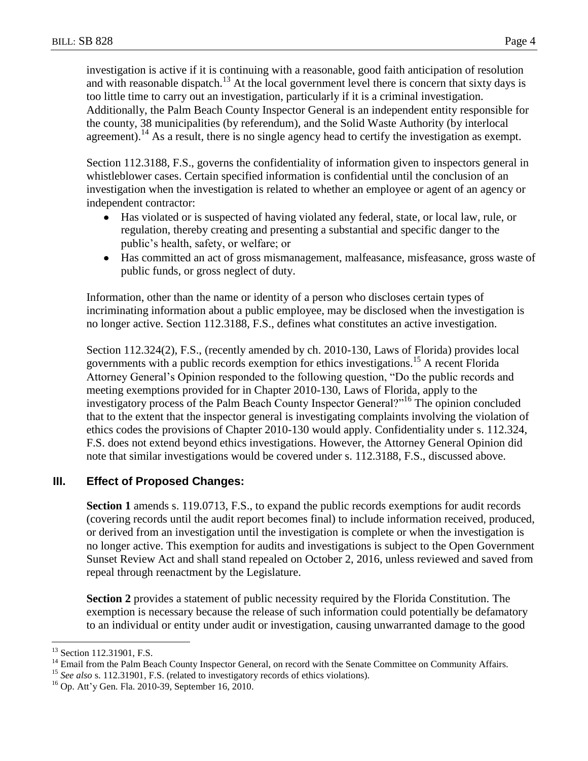investigation is active if it is continuing with a reasonable, good faith anticipation of resolution and with reasonable dispatch.[13] At the local government level there is concern that sixty days is too little time to carry out an investigation, particularly if it is a criminal investigation. Additionally, the Palm Beach County Inspector General is an independent entity responsible for the county, 38 municipalities (by referendum), and the Solid Waste Authority (by interlocal agreement).[14] As a result, there is no single agency head to certify the investigation as exempt.

Section 112.3188, F.S., governs the confidentiality of information given to inspectors general in whistleblower cases. Certain specified information is confidential until the conclusion of an investigation when the investigation is related to whether an employee or agent of an agency or independent contractor:

- Has violated or is suspected of having violated any federal, state, or local law, rule, or regulation, thereby creating and presenting a substantial and specific danger to the public's health, safety, or welfare; or
- Has committed an act of gross mismanagement, malfeasance, misfeasance, gross waste of public funds, or gross neglect of duty.

Information, other than the name or identity of a person who discloses certain types of incriminating information about a public employee, may be disclosed when the investigation is no longer active. Section 112.3188, F.S., defines what constitutes an active investigation.

Section 112.324(2), F.S., (recently amended by ch. 2010-130, Laws of Florida) provides local governments with a public records exemption for ethics investigations.[15] A recent Florida Attorney General's Opinion responded to the following question, "Do the public records and meeting exemptions provided for in Chapter 2010-130, Laws of Florida, apply to the investigatory process of the Palm Beach County Inspector General?"[16] The opinion concluded that to the extent that the inspector general is investigating complaints involving the violation of ethics codes the provisions of Chapter 2010-130 would apply. Confidentiality under s. 112.324, F.S. does not extend beyond ethics investigations. However, the Attorney General Opinion did note that similar investigations would be covered under s. 112.3188, F.S., discussed above.

## III. Effect of Proposed Changes:

**Section 1** amends s. 119.0713, F.S., to expand the public records exemptions for audit records (covering records until the audit report becomes final) to include information received, produced, or derived from an investigation until the investigation is complete or when the investigation is no longer active. This exemption for audits and investigations is subject to the Open Government Sunset Review Act and shall stand repealed on October 2, 2016, unless reviewed and saved from repeal through reenactment by the Legislature.

**Section 2** provides a statement of public necessity required by the Florida Constitution. The exemption is necessary because the release of such information could potentially be defamatory to an individual or entity under audit or investigation, causing unwarranted damage to the good

---

[13] Section 112.31901, F.S.

[14] Email from the Palm Beach County Inspector General, on record with the Senate Committee on Community Affairs.

[15] *See also* s. 112.31901, F.S. (related to investigatory records of ethics violations).

[16] Op. Att'y Gen. Fla. 2010-39, September 16, 2010.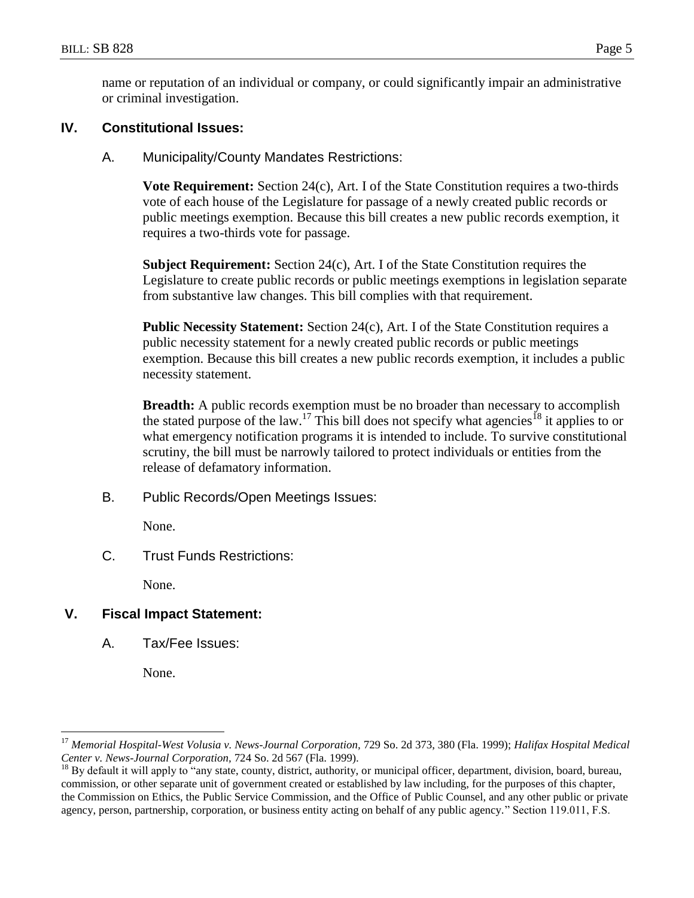name or reputation of an individual or company, or could significantly impair an administrative or criminal investigation.

## IV. Constitutional Issues:

### A. Municipality/County Mandates Restrictions:

**Vote Requirement:** Section 24(c), Art. I of the State Constitution requires a two-thirds vote of each house of the Legislature for passage of a newly created public records or public meetings exemption. Because this bill creates a new public records exemption, it requires a two-thirds vote for passage.

**Subject Requirement:** Section 24(c), Art. I of the State Constitution requires the Legislature to create public records or public meetings exemptions in legislation separate from substantive law changes. This bill complies with that requirement.

**Public Necessity Statement:** Section 24(c), Art. I of the State Constitution requires a public necessity statement for a newly created public records or public meetings exemption. Because this bill creates a new public records exemption, it includes a public necessity statement.

**Breadth:** A public records exemption must be no broader than necessary to accomplish the stated purpose of the law.[17] This bill does not specify what agencies[18] it applies to or what emergency notification programs it is intended to include. To survive constitutional scrutiny, the bill must be narrowly tailored to protect individuals or entities from the release of defamatory information.

### B. Public Records/Open Meetings Issues:

None.

### C. Trust Funds Restrictions:

None.

## V. Fiscal Impact Statement:

### A. Tax/Fee Issues:

None.

---

[17] *Memorial Hospital-West Volusia v. News-Journal Corporation*, 729 So. 2d 373, 380 (Fla. 1999); *Halifax Hospital Medical Center v. News-Journal Corporation*, 724 So. 2d 567 (Fla. 1999).

[18] By default it will apply to "any state, county, district, authority, or municipal officer, department, division, board, bureau, commission, or other separate unit of government created or established by law including, for the purposes of this chapter, the Commission on Ethics, the Public Service Commission, and the Office of Public Counsel, and any other public or private agency, person, partnership, corporation, or business entity acting on behalf of any public agency." Section 119.011, F.S.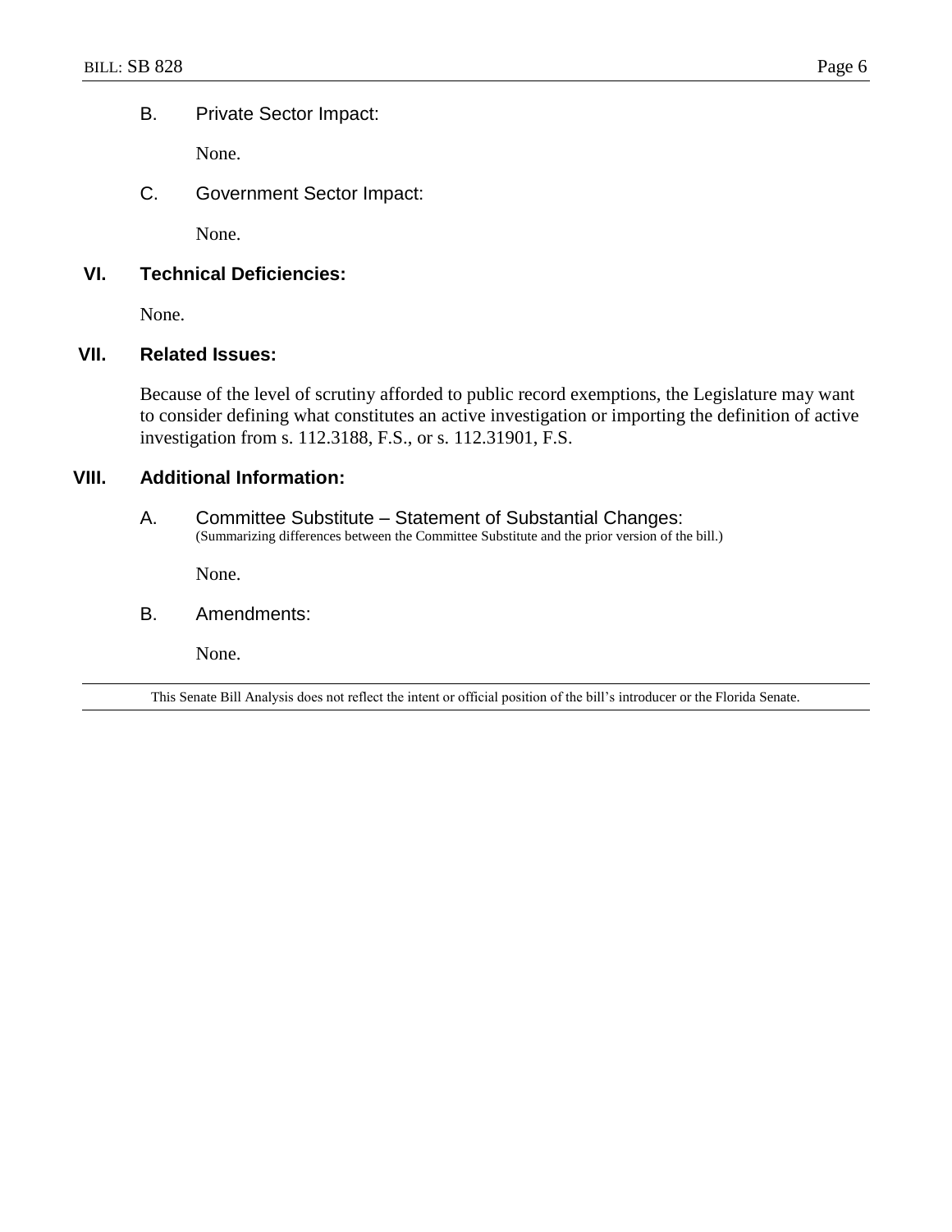### B. Private Sector Impact:

None.

### C. Government Sector Impact:

None.

## VI. Technical Deficiencies:

None.

## VII. Related Issues:

Because of the level of scrutiny afforded to public record exemptions, the Legislature may want to consider defining what constitutes an active investigation or importing the definition of active investigation from s. 112.3188, F.S., or s. 112.31901, F.S.

## VIII. Additional Information:

### A. Committee Substitute – Statement of Substantial Changes:

(Summarizing differences between the Committee Substitute and the prior version of the bill.)

None.

### B. Amendments:

None.

This Senate Bill Analysis does not reflect the intent or official position of the bill's introducer or the Florida Senate.